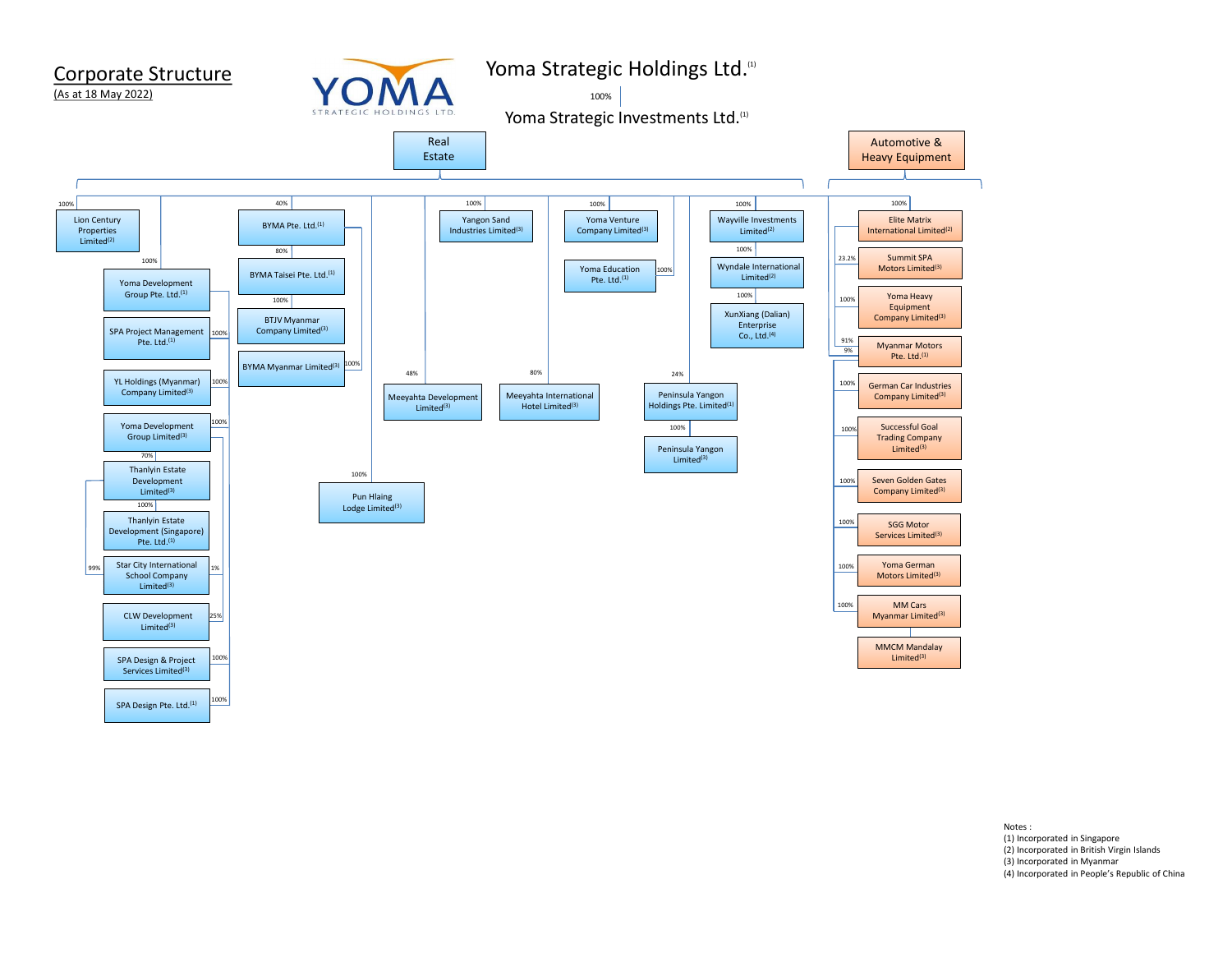# Corporate Structure

(As at 18 May 2022)

YOMA STRATEGIC HOLDINGS LTD.

## Yoma Strategic Holdings Ltd.[1]

100%

## Yoma Strategic Investments Ltd.[1]

### Real Estate

- 100% Lion Century Properties Limited[2]
- 100% Yoma Development Group Pte. Ltd.[1]
  - 100% SPA Project Management Pte. Ltd.[1]
  - 100% YL Holdings (Myanmar) Company Limited[3]
  - 100% Yoma Development Group Limited[3]
    - 70% Thanlyin Estate Development Limited[3]
      - 100% Thanlyin Estate Development (Singapore) Pte. Ltd.[1]
      - 99% Star City International School Company Limited[3]
    - 1% Star City International School Company Limited[3]
    - 25% CLW Development Limited[3]
  - 100% SPA Design & Project Services Limited[3]
  - 100% SPA Design Pte. Ltd.[1]
- 40% BYMA Pte. Ltd.[1]
  - 80% BYMA Taisei Pte. Ltd.[1]
    - 100% BTJV Myanmar Company Limited[3]
  - 100% BYMA Myanmar Limited[3]
- 100% Pun Hlaing Lodge Limited[3]
- 48% Meeyahta Development Limited[3]
- 100% Yangon Sand Industries Limited[3]
- 80% Meeyahta International Hotel Limited[3]
- 100% Yoma Venture Company Limited[3]
- 100% Yoma Education Pte. Ltd.[1]
- 24% Peninsula Yangon Holdings Pte. Limited[1]
  - 100% Peninsula Yangon Limited[3]
- 100% Wayville Investments Limited[2]
  - 100% Wyndale International Limited[2]
    - 100% XunXiang (Dalian) Enterprise Co., Ltd.[4]

### Automotive & Heavy Equipment

- 100% Elite Matrix International Limited[2]
  - 23.2% Summit SPA Motors Limited[3]
  - 100% Yoma Heavy Equipment Company Limited[3]
  - 91% Myanmar Motors Pte. Ltd.[1]
- 9% Myanmar Motors Pte. Ltd.[1]
  - 100% German Car Industries Company Limited[3]
  - 100% Successful Goal Trading Company Limited[3]
  - 100% Seven Golden Gates Company Limited[3]
  - 100% SGG Motor Services Limited[3]
  - 100% Yoma German Motors Limited[3]
  - 100% MM Cars Myanmar Limited[3]
    - MMCM Mandalay Limited[3]

Notes :
(1) Incorporated in Singapore
(2) Incorporated in British Virgin Islands
(3) Incorporated in Myanmar
(4) Incorporated in People's Republic of China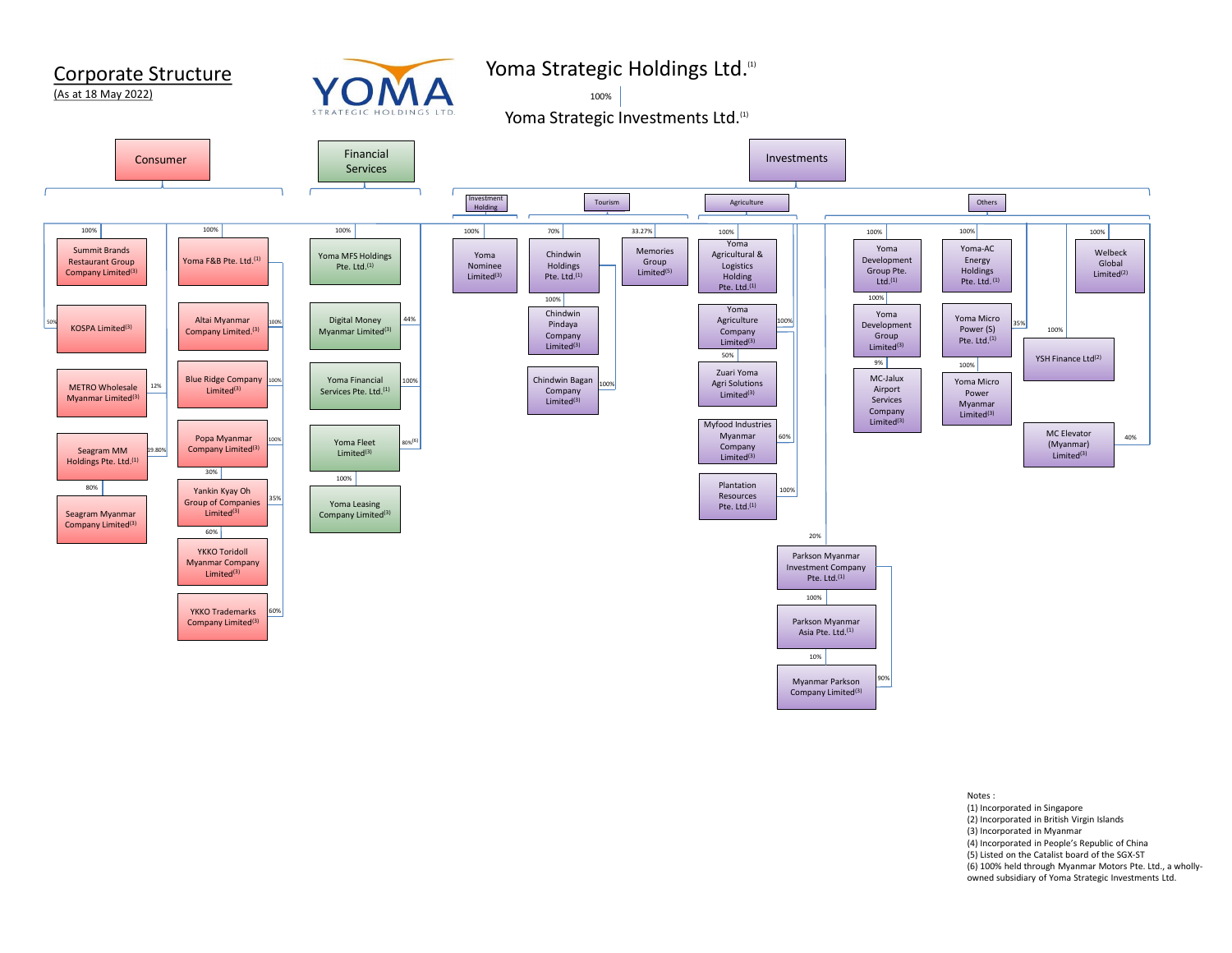# Corporate Structure

(As at 18 May 2022)

YOMA STRATEGIC HOLDINGS LTD.

**Yoma Strategic Holdings Ltd.**[1]

100%

**Yoma Strategic Investments Ltd.**[1]

## Consumer

- 100% Summit Brands Restaurant Group Company Limited[3]
  - 50% KOSPA Limited[3]
- 12% METRO Wholesale Myanmar Limited[3]
- 19.80% Seagram MM Holdings Pte. Ltd.[1]
  - 80% Seagram Myanmar Company Limited[3]
- 100% Yoma F&B Pte. Ltd.[1]
  - 100% Altai Myanmar Company Limited.[3]
  - 100% Blue Ridge Company Limited[3]
  - 100% Popa Myanmar Company Limited[3]
    - 30% Yankin Kyay Oh Group of Companies Limited[3]
  - 35% Yankin Kyay Oh Group of Companies Limited[3]
    - 60% YKKO Toridoll Myanmar Company Limited[3]
  - 60% YKKO Trademarks Company Limited[3]

## Financial Services

- 100% Yoma MFS Holdings Pte. Ltd.[1]
- 44% Digital Money Myanmar Limited[3]
- 100% Yoma Financial Services Pte. Ltd.[1]
- 80%[6] Yoma Fleet Limited[3]
  - 100% Yoma Leasing Company Limited[3]

## Investments

### Investment Holding

- 100% Yoma Nominee Limited[3]

### Tourism

- 70% Chindwin Holdings Pte. Ltd.[1]
  - 100% Chindwin Pindaya Company Limited[3]
  - 100% Chindwin Bagan Company Limited[3]
- 33.27% Memories Group Limited[5]

### Agriculture

- 100% Yoma Agricultural & Logistics Holding Pte. Ltd.[1]
- 100% Yoma Agriculture Company Limited[3]
  - 50% Zuari Yoma Agri Solutions Limited[3]
- 60% Myfood Industries Myanmar Company Limited[3]
- 100% Plantation Resources Pte. Ltd.[1]

### Others

- 100% Yoma Development Group Pte. Ltd.[1]
  - 100% Yoma Development Group Limited[3]
    - 9% MC-Jalux Airport Services Company Limited[3]
- 100% Yoma-AC Energy Holdings Pte. Ltd.[1]
- 35% Yoma Micro Power (S) Pte. Ltd.[1]
  - 100% Yoma Micro Power Myanmar Limited[3]
- 100% Welbeck Global Limited[2]
- 100% YSH Finance Ltd[2]
- 40% MC Elevator (Myanmar) Limited[3]
- 20% Parkson Myanmar Investment Company Pte. Ltd.[1]
  - 100% Parkson Myanmar Asia Pte. Ltd.[1]
    - 10% Myanmar Parkson Company Limited[3]
  - 90% Myanmar Parkson Company Limited[3]

Notes :

(1) Incorporated in Singapore
(2) Incorporated in British Virgin Islands
(3) Incorporated in Myanmar
(4) Incorporated in People's Republic of China
(5) Listed on the Catalist board of the SGX-ST
(6) 100% held through Myanmar Motors Pte. Ltd., a wholly-owned subsidiary of Yoma Strategic Investments Ltd.